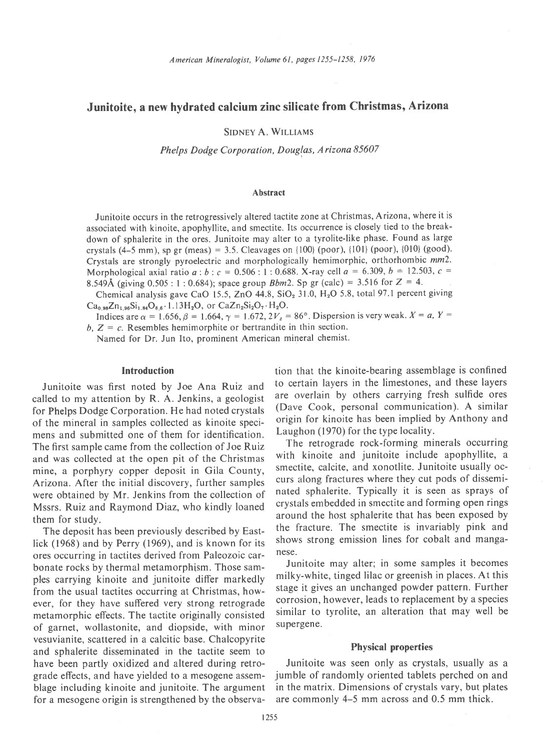# Junitoite, a new hydrated calcium zinc silicate from Christmas, Arizona

SIDNEY A. WILLIAMS

*Phelps Dodge Corporation, Douglas, Arizona 85607*

## Abstract

Junitoite occurs in the retrogressively altered tactite zone at Christmas, Arizona, where it is associated with kinoite, apophyllite, and smectite. Its occurrence is closely tied to the breakdown of sphalerite in the ores. Junitoite may alter to a tyrolite-like phase. Found as large crystals (4–5 mm), sp gr (meas) = 3.5. Cleavages on {100} (poor), {101} (poor), {010} (good). Crystals are strongly pyroelectric and morphologically hemimorphic, orthorhombic *mm*2. Morphological axial ratio $a : b : c = 0.506 : 1 : 0.688$. X-ray cell $a = 6.309$, $b = 12.503$, $c = 8.549$Å (giving $0.505 : 1 : 0.684$); space group *Bbm*2. Sp gr (calc) = 3.516 for $Z = 4$.

Chemical analysis gave CaO 15.5, ZnO 44.8, $SiO_2$ 31.0, $H_2O$ 5.8, total 97.1 percent giving $Ca_{0.98}Zn_{1.96}Si_{1.84}O_{6.6} \cdot 1.13H_2O$, or $CaZn_2Si_2O_7 \cdot H_2O$.

Indices are $\alpha = 1.656$, $\beta = 1.664$, $\gamma = 1.672$, $2V_z = 86°$. Dispersion is very weak. $X = a$, $Y = b$, $Z = c$. Resembles hemimorphite or bertrandite in thin section.

Named for Dr. Jun Ito, prominent American mineral chemist.

## Introduction

Junitoite was first noted by Joe Ana Ruiz and called to my attention by R. A. Jenkins, a geologist for Phelps Dodge Corporation. He had noted crystals of the mineral in samples collected as kinoite specimens and submitted one of them for identification. The first sample came from the collection of Joe Ruiz and was collected at the open pit of the Christmas mine, a porphyry copper deposit in Gila County, Arizona. After the initial discovery, further samples were obtained by Mr. Jenkins from the collection of Mssrs. Ruiz and Raymond Diaz, who kindly loaned them for study.

The deposit has been previously described by Eastlick (1968) and by Perry (1969), and is known for its ores occurring in tactites derived from Paleozoic carbonate rocks by thermal metamorphism. Those samples carrying kinoite and junitoite differ markedly from the usual tactites occurring at Christmas, however, for they have suffered very strong retrograde metamorphic effects. The tactite originally consisted of garnet, wollastonite, and diopside, with minor vesuvianite, scattered in a calcitic base. Chalcopyrite and sphalerite disseminated in the tactite seem to have been partly oxidized and altered during retrograde effects, and have yielded to a mesogene assemblage including kinoite and junitoite. The argument for a mesogene origin is strengthened by the observation that the kinoite-bearing assemblage is confined to certain layers in the limestones, and these layers are overlain by others carrying fresh sulfide ores (Dave Cook, personal communication). A similar origin for kinoite has been implied by Anthony and Laughon (1970) for the type locality.

The retrograde rock-forming minerals occurring with kinoite and junitoite include apophyllite, a smectite, calcite, and xonotlite. Junitoite usually occurs along fractures where they cut pods of disseminated sphalerite. Typically it is seen as sprays of crystals embedded in smectite and forming open rings around the host sphalerite that has been exposed by the fracture. The smectite is invariably pink and shows strong emission lines for cobalt and manganese.

Junitoite may alter; in some samples it becomes milky-white, tinged lilac or greenish in places. At this stage it gives an unchanged powder pattern. Further corrosion, however, leads to replacement by a species similar to tyrolite, an alteration that may well be supergene.

## Physical properties

Junitoite was seen only as crystals, usually as a jumble of randomly oriented tablets perched on and in the matrix. Dimensions of crystals vary, but plates are commonly 4–5 mm across and 0.5 mm thick.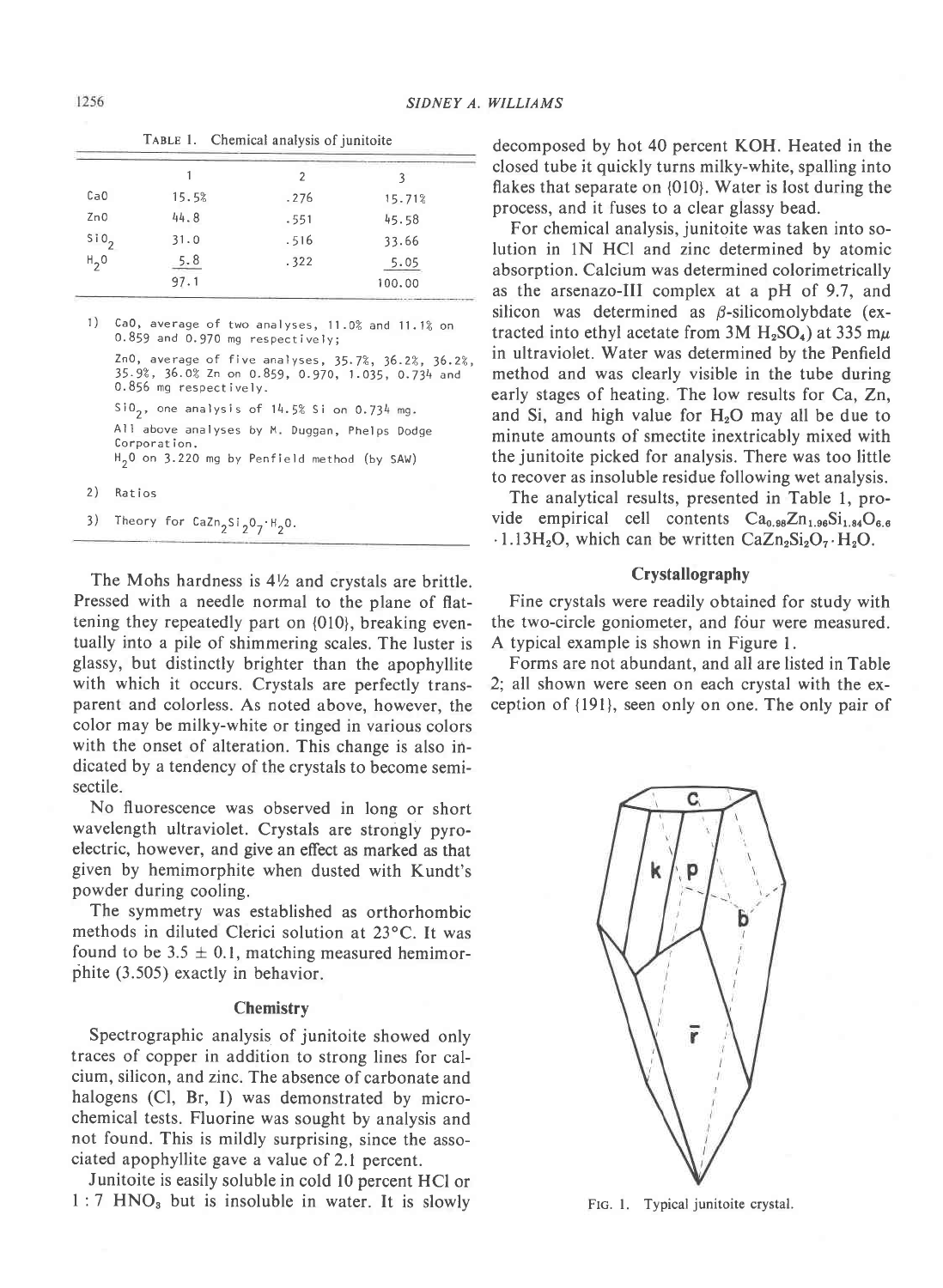TABLE 1. Chemical analysis of junitoite

| | 1 | 2 | 3 |
|---|---|---|---|
| CaO | 15.5% | .276 | 15.71% |
| ZnO | 44.8 | .551 | 45.58 |
| $SiO_2$ | 31.0 | .516 | 33.66 |
| $H_2O$ | 5.8 | .322 | 5.05 |
| | 97.1 | | 100.00 |

1) CaO, average of two analyses, 11.0% and 11.1% on 0.859 and 0.970 mg respectively;
ZnO, average of five analyses, 35.7%, 36.2%, 36.2%, 35.9%, 36.0% Zn on 0.859, 0.970, 1.035, 0.734 and 0.856 mg respectively.
$SiO_2$, one analysis of 14.5% Si on 0.734 mg.
All above analyses by M. Duggan, Phelps Dodge Corporation.
$H_2O$ on 3.220 mg by Penfield method (by SAW)

2) Ratios

3) Theory for $CaZn_2Si_2O_7 \cdot H_2O$.

The Mohs hardness is 4½ and crystals are brittle. Pressed with a needle normal to the plane of flattening they repeatedly part on {010}, breaking eventually into a pile of shimmering scales. The luster is glassy, but distinctly brighter than the apophyllite with which it occurs. Crystals are perfectly transparent and colorless. As noted above, however, the color may be milky-white or tinged in various colors with the onset of alteration. This change is also indicated by a tendency of the crystals to become semisectile.

No fluorescence was observed in long or short wavelength ultraviolet. Crystals are strongly pyroelectric, however, and give an effect as marked as that given by hemimorphite when dusted with Kundt's powder during cooling.

The symmetry was established as orthorhombic methods in diluted Clerici solution at 23°C. It was found to be 3.5 ± 0.1, matching measured hemimorphite (3.505) exactly in behavior.

## Chemistry

Spectrographic analysis of junitoite showed only traces of copper in addition to strong lines for calcium, silicon, and zinc. The absence of carbonate and halogens (Cl, Br, I) was demonstrated by microchemical tests. Fluorine was sought by analysis and not found. This is mildly surprising, since the associated apophyllite gave a value of 2.1 percent.

Junitoite is easily soluble in cold 10 percent HCl or 1 : 7 $HNO_3$ but is insoluble in water. It is slowly decomposed by hot 40 percent KOH. Heated in the closed tube it quickly turns milky-white, spalling into flakes that separate on {010}. Water is lost during the process, and it fuses to a clear glassy bead.

For chemical analysis, junitoite was taken into solution in 1N HCl and zinc determined by atomic absorption. Calcium was determined colorimetrically as the arsenazo-III complex at a pH of 9.7, and silicon was determined as $\beta$-silicomolybdate (extracted into ethyl acetate from 3M $H_2SO_4$) at 335 m$\mu$ in ultraviolet. Water was determined by the Penfield method and was clearly visible in the tube during early stages of heating. The low results for Ca, Zn, and Si, and high value for $H_2O$ may all be due to minute amounts of smectite inextricably mixed with the junitoite picked for analysis. There was too little to recover as insoluble residue following wet analysis.

The analytical results, presented in Table 1, provide empirical cell contents $Ca_{0.98}Zn_{1.96}Si_{1.84}O_{6.6} \cdot 1.13H_2O$, which can be written $CaZn_2Si_2O_7 \cdot H_2O$.

## Crystallography

Fine crystals were readily obtained for study with the two-circle goniometer, and four were measured. A typical example is shown in Figure 1.

Forms are not abundant, and all are listed in Table 2; all shown were seen on each crystal with the exception of {191}, seen only on one. The only pair of

c
k
p
b
$\bar{r}$

FIG. 1. Typical junitoite crystal.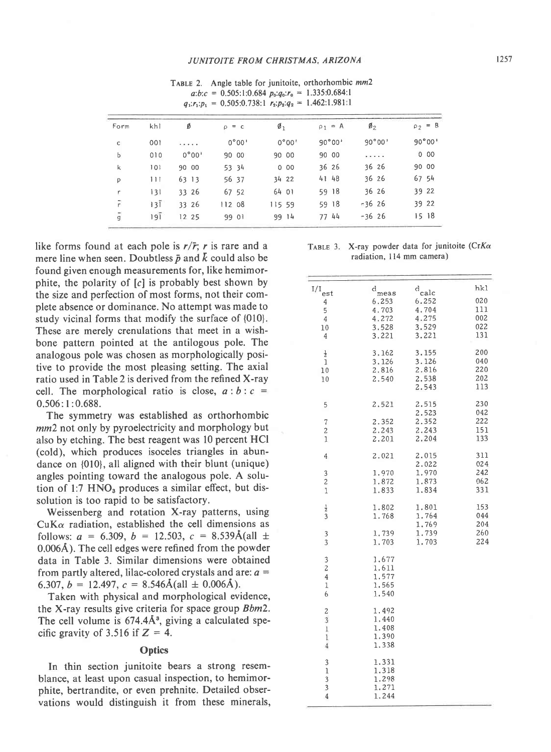TABLE 2. Angle table for junitoite, orthorhombic $mm2$

$a:b:c = 0.505:1:0.684$ $p_0:q_0:r_0 = 1.335:0.684:1$

$q_1:r_1:p_1 = 0.505:0.738:1$ $r_2:p_2:q_2 = 1.462:1.981:1$

| Form | khl | $\phi$ | $\rho = c$ | $\phi_1$ | $\rho_1 = A$ | $\phi_2$ | $\rho_2 = B$ |
|---|---|---|---|---|---|---|---|
| c | 001 | ..... | 0°00' | 0°00' | 90°00' | 90°00' | 90°00' |
| b | 010 | 0°00' | 90 00 | 90 00 | 90 00 | ..... | 0 00 |
| k | 101 | 90 00 | 53 34 | 0 00 | 36 26 | 36 26 | 90 00 |
| p | 111 | 63 13 | 56 37 | 34 22 | 41 48 | 36 26 | 67 54 |
| r | 131 | 33 26 | 67 52 | 64 01 | 59 18 | 36 26 | 39 22 |
| $\bar{r}$ | 13$\bar{1}$ | 33 26 | 112 08 | 115 59 | 59 18 | -36 26 | 39 22 |
| $\bar{g}$ | 19$\bar{1}$ | 12 25 | 99 01 | 99 14 | 77 44 | -36 26 | 15 18 |

like forms found at each pole is $r/\bar{r}$; $r$ is rare and a mere line when seen. Doubtless $\bar{p}$ and $\bar{k}$ could also be found given enough measurements for, like hemimorphite, the polarity of [c] is probably best shown by the size and perfection of most forms, not their complete absence or dominance. No attempt was made to study vicinal forms that modify the surface of {010}. These are merely crenulations that meet in a wishbone pattern pointed at the antilogous pole. The analogous pole was chosen as morphologically positive to provide the most pleasing setting. The axial ratio used in Table 2 is derived from the refined X-ray cell. The morphological ratio is close, $a:b:c = 0.506:1:0.688$.

The symmetry was established as orthorhombic $mm2$ not only by pyroelectricity and morphology but also by etching. The best reagent was 10 percent HCl (cold), which produces isoceles triangles in abundance on {010}, all aligned with their blunt (unique) angles pointing toward the analogous pole. A solution of 1:7 $HNO_3$ produces a similar effect, but dissolution is too rapid to be satisfactory.

Weissenberg and rotation X-ray patterns, using CuK$\alpha$ radiation, established the cell dimensions as follows: $a = 6.309$, $b = 12.503$, $c = 8.539$Å(all ± 0.006Å). The cell edges were refined from the powder data in Table 3. Similar dimensions were obtained from partly altered, lilac-colored crystals and are: $a = 6.307$, $b = 12.497$, $c = 8.546$Å(all ± 0.006Å).

Taken with physical and morphological evidence, the X-ray results give criteria for space group $Bbm2$. The cell volume is 674.4Å$^3$, giving a calculated specific gravity of 3.516 if $Z = 4$.

## Optics

In thin section junitoite bears a strong resemblance, at least upon casual inspection, to hemimorphite, bertrandite, or even prehnite. Detailed observations would distinguish it from these minerals,

TABLE 3. X-ray powder data for junitoite (CrK$\alpha$ radiation, 114 mm camera)

| $I/I_{est}$ | $d_{meas}$ | $d_{calc}$ | hkl |
|---|---|---|---|
| 4 | 6.253 | 6.252 | 020 |
| 5 | 4.703 | 4.704 | 111 |
| 4 | 4.272 | 4.275 | 002 |
| 10 | 3.528 | 3.529 | 022 |
| 4 | 3.221 | 3.221 | 131 |
| ½ | 3.162 | 3.155 | 200 |
| 1 | 3.126 | 3.126 | 040 |
| 10 | 2.816 | 2.816 | 220 |
| 10 | 2.540 | 2.538 | 202 |
| | | 2.543 | 113 |
| 5 | 2.521 | 2.515 | 230 |
| | | 2.523 | 042 |
| 7 | 2.352 | 2.352 | 222 |
| 2 | 2.243 | 2.243 | 151 |
| 1 | 2.201 | 2.204 | 133 |
| 4 | 2.021 | 2.015 | 311 |
| | | 2.022 | 024 |
| 3 | 1.970 | 1.970 | 242 |
| 2 | 1.872 | 1.873 | 062 |
| 1 | 1.833 | 1.834 | 331 |
| ½ | 1.802 | 1.801 | 153 |
| 3 | 1.768 | 1.764 | 044 |
| | | 1.769 | 204 |
| 3 | 1.739 | 1.739 | 260 |
| 3 | 1.703 | 1.703 | 224 |
| 3 | 1.677 | | |
| 2 | 1.611 | | |
| 4 | 1.577 | | |
| 1 | 1.565 | | |
| 6 | 1.540 | | |
| 2 | 1.492 | | |
| 3 | 1.440 | | |
| 1 | 1.408 | | |
| 1 | 1.390 | | |
| 4 | 1.338 | | |
| 3 | 1.331 | | |
| 1 | 1.318 | | |
| 3 | 1.298 | | |
| 3 | 1.271 | | |
| 4 | 1.244 | | |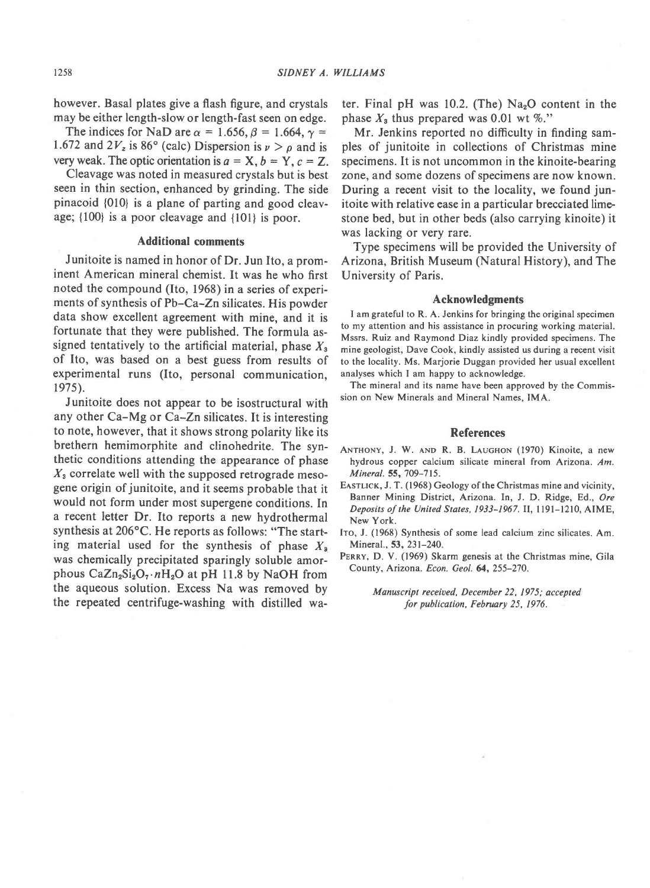however. Basal plates give a flash figure, and crystals may be either length-slow or length-fast seen on edge.

The indices for NaD are $\alpha = 1.656, \beta = 1.664, \gamma = 1.672$ and $2V_z$ is 86° (calc) Dispersion is $\nu > \rho$ and is very weak. The optic orientation is $a = X, b = Y, c = Z$.

Cleavage was noted in measured crystals but is best seen in thin section, enhanced by grinding. The side pinacoid {010} is a plane of parting and good cleavage; {100} is a poor cleavage and {101} is poor.

## Additional comments

Junitoite is named in honor of Dr. Jun Ito, a prominent American mineral chemist. It was he who first noted the compound (Ito, 1968) in a series of experiments of synthesis of Pb-Ca-Zn silicates. His powder data show excellent agreement with mine, and it is fortunate that they were published. The formula assigned tentatively to the artificial material, phase $X_3$ of Ito, was based on a best guess from results of experimental runs (Ito, personal communication, 1975).

Junitoite does not appear to be isostructural with any other Ca–Mg or Ca–Zn silicates. It is interesting to note, however, that it shows strong polarity like its brethern hemimorphite and clinohedrite. The synthetic conditions attending the appearance of phase $X_3$ correlate well with the supposed retrograde mesogene origin of junitoite, and it seems probable that it would not form under most supergene conditions. In a recent letter Dr. Ito reports a new hydrothermal synthesis at 206°C. He reports as follows: "The starting material used for the synthesis of phase $X_3$ was chemically precipitated sparingly soluble amorphous $CaZn_2Si_2O_7 \cdot nH_2O$ at pH 11.8 by NaOH from the aqueous solution. Excess Na was removed by the repeated centrifuge-washing with distilled water. Final pH was 10.2. (The) $Na_2O$ content in the phase $X_3$ thus prepared was 0.01 wt %."

Mr. Jenkins reported no difficulty in finding samples of junitoite in collections of Christmas mine specimens. It is not uncommon in the kinoite-bearing zone, and some dozens of specimens are now known. During a recent visit to the locality, we found junitoite with relative ease in a particular brecciated limestone bed, but in other beds (also carrying kinoite) it was lacking or very rare.

Type specimens will be provided the University of Arizona, British Museum (Natural History), and The University of Paris.

## Acknowledgments

I am grateful to R. A. Jenkins for bringing the original specimen to my attention and his assistance in procuring working material. Mssrs. Ruiz and Raymond Diaz kindly provided specimens. The mine geologist, Dave Cook, kindly assisted us during a recent visit to the locality. Ms. Marjorie Duggan provided her usual excellent analyses which I am happy to acknowledge.

The mineral and its name have been approved by the Commission on New Minerals and Mineral Names, IMA.

## References

ANTHONY, J. W. AND R. B. LAUGHON (1970) Kinoite, a new hydrous copper calcium silicate mineral from Arizona. *Am. Mineral.* **55**, 709–715.

EASTLICK, J. T. (1968) Geology of the Christmas mine and vicinity, Banner Mining District, Arizona. In, J. D. Ridge, Ed., *Ore Deposits of the United States, 1933–1967.* II, 1191–1210, AIME, New York.

ITO, J. (1968) Synthesis of some lead calcium zinc silicates. Am. Mineral., **53**, 231–240.

PERRY, D. V. (1969) Skarm genesis at the Christmas mine, Gila County, Arizona. *Econ. Geol.* **64**, 255–270.

*Manuscript received, December 22, 1975; accepted for publication, February 25, 1976.*